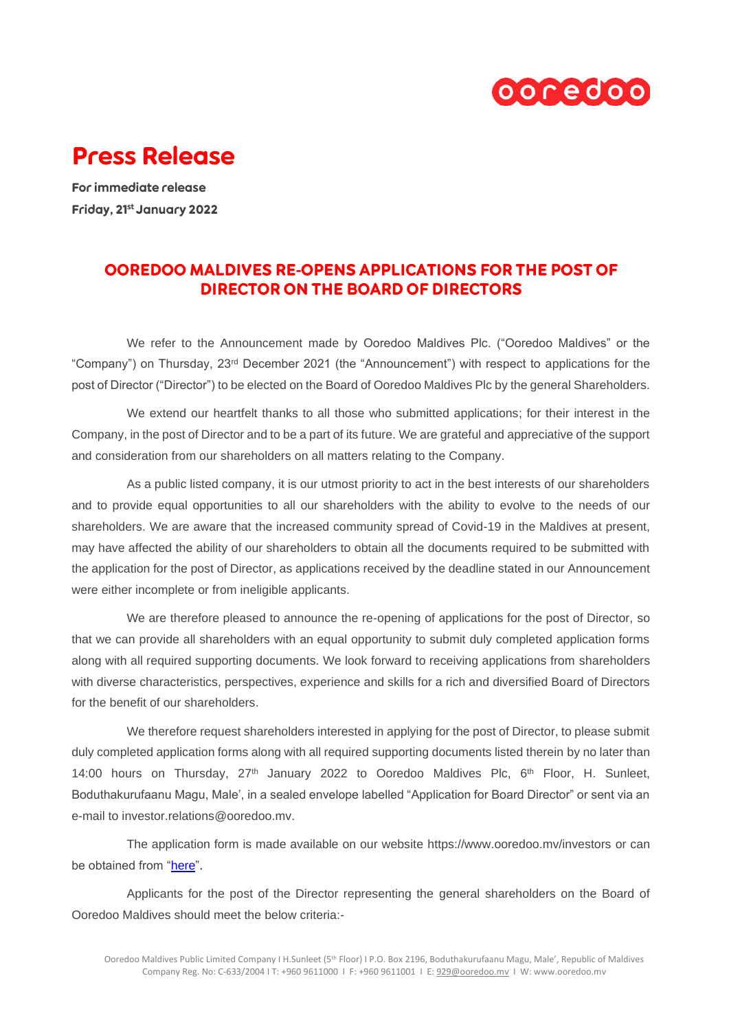# Press Release

**For immediate release**
**Friday, 21st January 2022**

## OOREDOO MALDIVES RE-OPENS APPLICATIONS FOR THE POST OF DIRECTOR ON THE BOARD OF DIRECTORS

We refer to the Announcement made by Ooredoo Maldives Plc. ("Ooredoo Maldives" or the "Company") on Thursday, 23rd December 2021 (the "Announcement") with respect to applications for the post of Director ("Director") to be elected on the Board of Ooredoo Maldives Plc by the general Shareholders.

We extend our heartfelt thanks to all those who submitted applications; for their interest in the Company, in the post of Director and to be a part of its future. We are grateful and appreciative of the support and consideration from our shareholders on all matters relating to the Company.

As a public listed company, it is our utmost priority to act in the best interests of our shareholders and to provide equal opportunities to all our shareholders with the ability to evolve to the needs of our shareholders. We are aware that the increased community spread of Covid-19 in the Maldives at present, may have affected the ability of our shareholders to obtain all the documents required to be submitted with the application for the post of Director, as applications received by the deadline stated in our Announcement were either incomplete or from ineligible applicants.

We are therefore pleased to announce the re-opening of applications for the post of Director, so that we can provide all shareholders with an equal opportunity to submit duly completed application forms along with all required supporting documents. We look forward to receiving applications from shareholders with diverse characteristics, perspectives, experience and skills for a rich and diversified Board of Directors for the benefit of our shareholders.

We therefore request shareholders interested in applying for the post of Director, to please submit duly completed application forms along with all required supporting documents listed therein by no later than 14:00 hours on Thursday, 27th January 2022 to Ooredoo Maldives Plc, 6th Floor, H. Sunleet, Boduthakurufaanu Magu, Male', in a sealed envelope labelled "Application for Board Director" or sent via an e-mail to investor.relations@ooredoo.mv.

The application form is made available on our website https://www.ooredoo.mv/investors or can be obtained from "here".

Applicants for the post of the Director representing the general shareholders on the Board of Ooredoo Maldives should meet the below criteria:-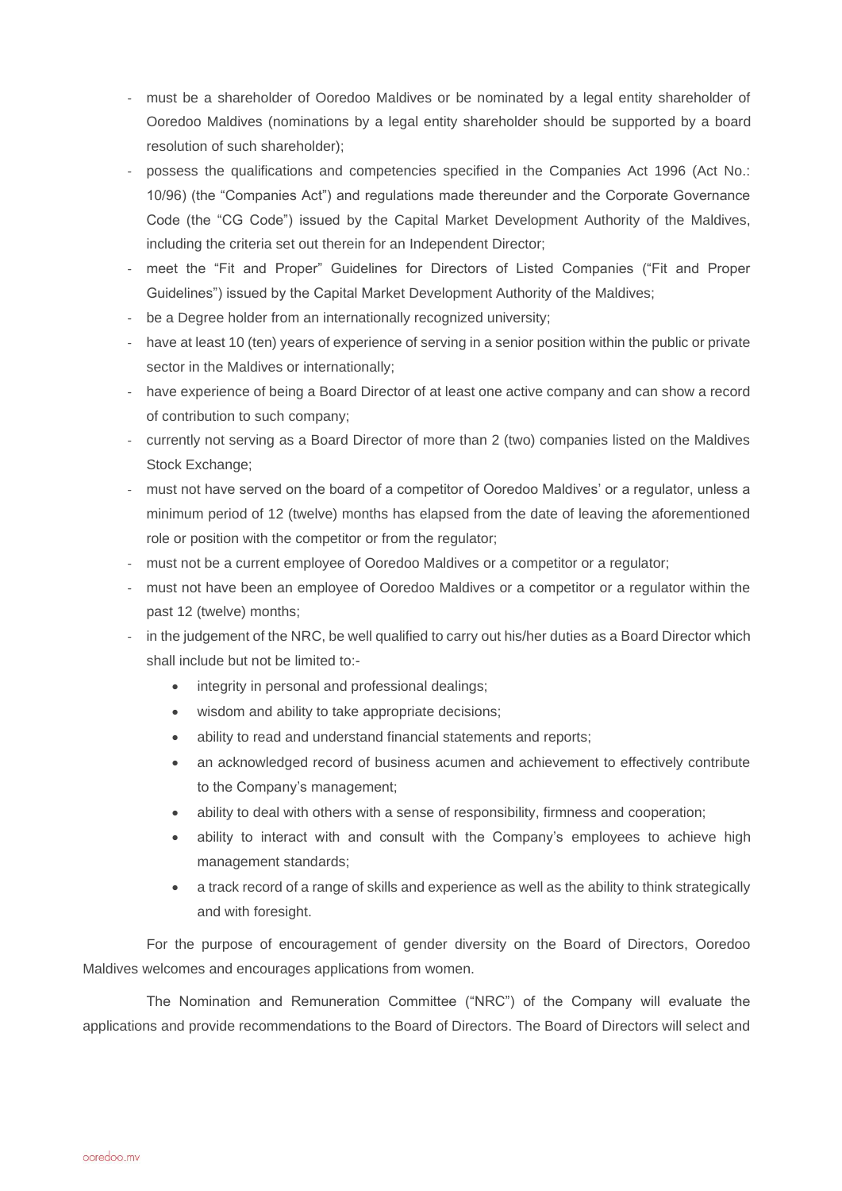- must be a shareholder of Ooredoo Maldives or be nominated by a legal entity shareholder of Ooredoo Maldives (nominations by a legal entity shareholder should be supported by a board resolution of such shareholder);
- possess the qualifications and competencies specified in the Companies Act 1996 (Act No.: 10/96) (the "Companies Act") and regulations made thereunder and the Corporate Governance Code (the "CG Code") issued by the Capital Market Development Authority of the Maldives, including the criteria set out therein for an Independent Director;
- meet the "Fit and Proper" Guidelines for Directors of Listed Companies ("Fit and Proper Guidelines") issued by the Capital Market Development Authority of the Maldives;
- be a Degree holder from an internationally recognized university;
- have at least 10 (ten) years of experience of serving in a senior position within the public or private sector in the Maldives or internationally;
- have experience of being a Board Director of at least one active company and can show a record of contribution to such company;
- currently not serving as a Board Director of more than 2 (two) companies listed on the Maldives Stock Exchange;
- must not have served on the board of a competitor of Ooredoo Maldives' or a regulator, unless a minimum period of 12 (twelve) months has elapsed from the date of leaving the aforementioned role or position with the competitor or from the regulator;
- must not be a current employee of Ooredoo Maldives or a competitor or a regulator;
- must not have been an employee of Ooredoo Maldives or a competitor or a regulator within the past 12 (twelve) months;
- in the judgement of the NRC, be well qualified to carry out his/her duties as a Board Director which shall include but not be limited to:-
    - integrity in personal and professional dealings;
    - wisdom and ability to take appropriate decisions;
    - ability to read and understand financial statements and reports;
    - an acknowledged record of business acumen and achievement to effectively contribute to the Company's management;
    - ability to deal with others with a sense of responsibility, firmness and cooperation;
    - ability to interact with and consult with the Company's employees to achieve high management standards;
    - a track record of a range of skills and experience as well as the ability to think strategically and with foresight.

For the purpose of encouragement of gender diversity on the Board of Directors, Ooredoo Maldives welcomes and encourages applications from women.

The Nomination and Remuneration Committee ("NRC") of the Company will evaluate the applications and provide recommendations to the Board of Directors. The Board of Directors will select and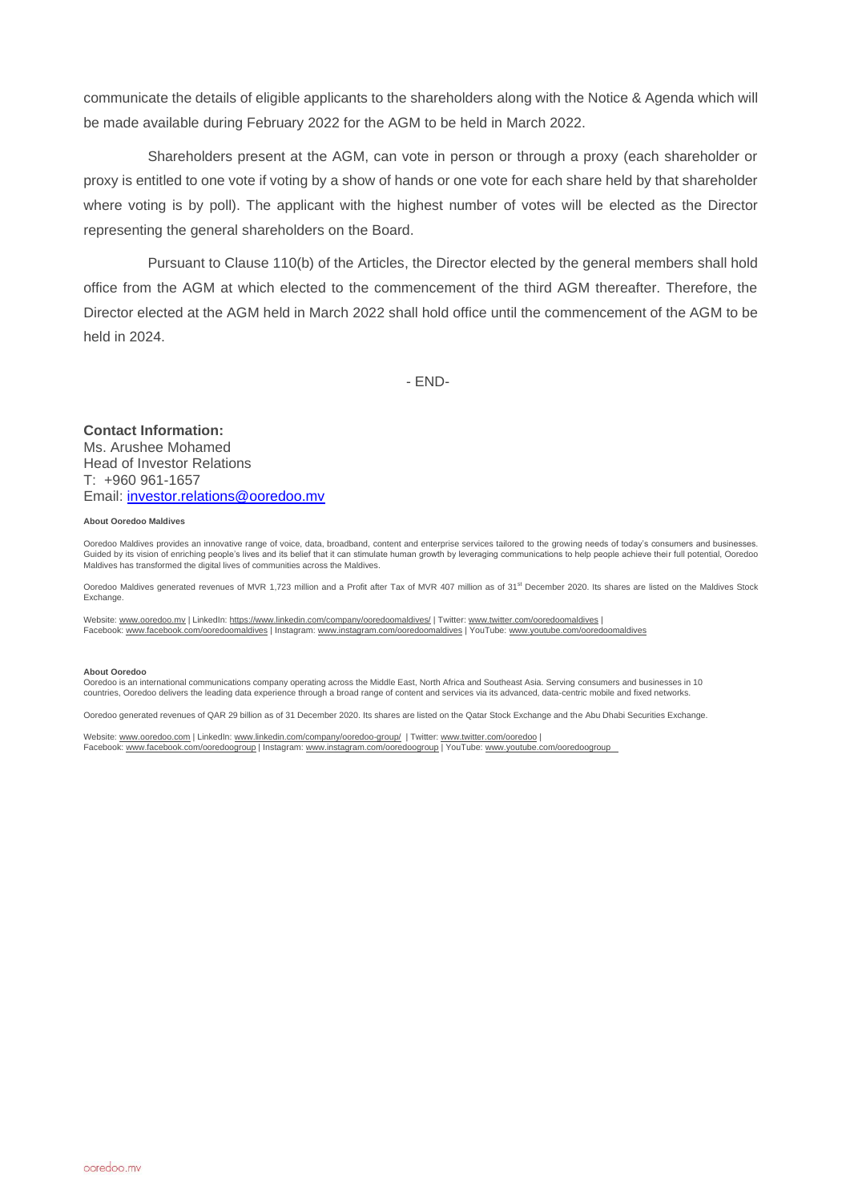communicate the details of eligible applicants to the shareholders along with the Notice & Agenda which will be made available during February 2022 for the AGM to be held in March 2022.

Shareholders present at the AGM, can vote in person or through a proxy (each shareholder or proxy is entitled to one vote if voting by a show of hands or one vote for each share held by that shareholder where voting is by poll). The applicant with the highest number of votes will be elected as the Director representing the general shareholders on the Board.

Pursuant to Clause 110(b) of the Articles, the Director elected by the general members shall hold office from the AGM at which elected to the commencement of the third AGM thereafter. Therefore, the Director elected at the AGM held in March 2022 shall hold office until the commencement of the AGM to be held in 2024.

- END-

**Contact Information:**
Ms. Arushee Mohamed
Head of Investor Relations
T: +960 961-1657
Email: investor.relations@ooredoo.mv

**About Ooredoo Maldives**

Ooredoo Maldives provides an innovative range of voice, data, broadband, content and enterprise services tailored to the growing needs of today's consumers and businesses. Guided by its vision of enriching people's lives and its belief that it can stimulate human growth by leveraging communications to help people achieve their full potential, Ooredoo Maldives has transformed the digital lives of communities across the Maldives.

Ooredoo Maldives generated revenues of MVR 1,723 million and a Profit after Tax of MVR 407 million as of 31st December 2020. Its shares are listed on the Maldives Stock Exchange.

Website: www.ooredoo.mv | LinkedIn: https://www.linkedin.com/company/ooredoomaldives/ | Twitter: www.twitter.com/ooredoomaldives |
Facebook: www.facebook.com/ooredoomaldives | Instagram: www.instagram.com/ooredoomaldives | YouTube: www.youtube.com/ooredoomaldives

**About Ooredoo**

Ooredoo is an international communications company operating across the Middle East, North Africa and Southeast Asia. Serving consumers and businesses in 10 countries, Ooredoo delivers the leading data experience through a broad range of content and services via its advanced, data-centric mobile and fixed networks.

Ooredoo generated revenues of QAR 29 billion as of 31 December 2020. Its shares are listed on the Qatar Stock Exchange and the Abu Dhabi Securities Exchange.

Website: www.ooredoo.com | LinkedIn: www.linkedin.com/company/ooredoo-group/ | Twitter: www.twitter.com/ooredoo |
Facebook: www.facebook.com/ooredoogroup | Instagram: www.instagram.com/ooredoogroup | YouTube: www.youtube.com/ooredoogroup